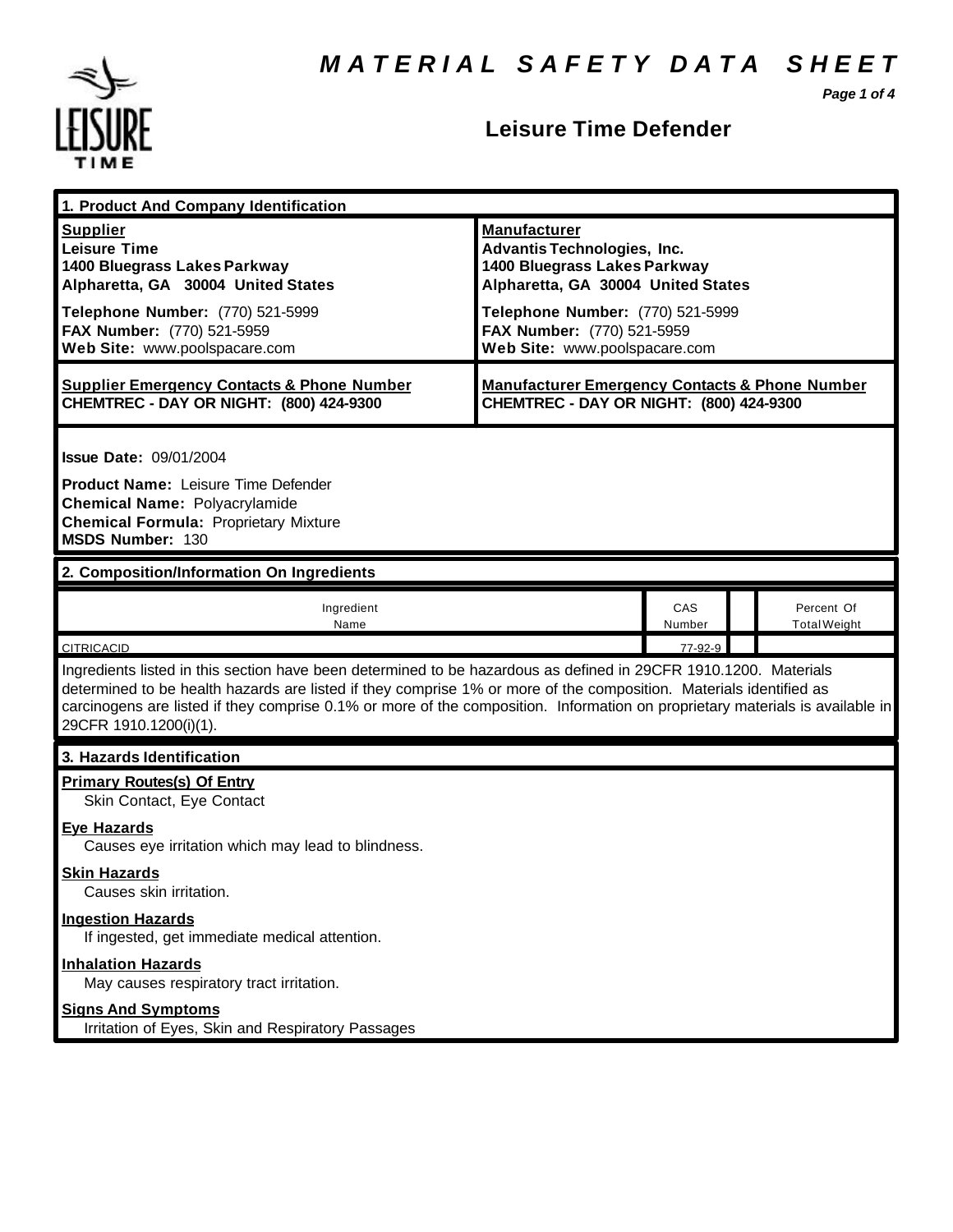# MATERIAL SAFETY DATA SHEET

## Leisure Time Defender

### 1. Product And Company Identification

| **Supplier** | **Manufacturer** |
|---|---|
| **Leisure Time** | **Advantis Technologies, Inc.** |
| **1400 Bluegrass Lakes Parkway** | **1400 Bluegrass Lakes Parkway** |
| **Alpharetta, GA 30004 United States** | **Alpharetta, GA 30004 United States** |
| **Telephone Number:** (770) 521-5999 | **Telephone Number:** (770) 521-5999 |
| **FAX Number:** (770) 521-5959 | **FAX Number:** (770) 521-5959 |
| **Web Site:** www.poolspacare.com | **Web Site:** www.poolspacare.com |

| **Supplier Emergency Contacts & Phone Number** | **Manufacturer Emergency Contacts & Phone Number** |
|---|---|
| **CHEMTREC - DAY OR NIGHT: (800) 424-9300** | **CHEMTREC - DAY OR NIGHT: (800) 424-9300** |

**Issue Date:** 09/01/2004

**Product Name:** Leisure Time Defender
**Chemical Name:** Polyacrylamide
**Chemical Formula:** Proprietary Mixture
**MSDS Number:** 130

### 2. Composition/Information On Ingredients

| Ingredient Name | CAS Number | | Percent Of Total Weight |
|---|---|---|---|
| CITRICACID | 77-92-9 | | |

Ingredients listed in this section have been determined to be hazardous as defined in 29CFR 1910.1200. Materials determined to be health hazards are listed if they comprise 1% or more of the composition. Materials identified as carcinogens are listed if they comprise 0.1% or more of the composition. Information on proprietary materials is available in 29CFR 1910.1200(i)(1).

### 3. Hazards Identification

**Primary Routes(s) Of Entry**
Skin Contact, Eye Contact

**Eye Hazards**
Causes eye irritation which may lead to blindness.

**Skin Hazards**
Causes skin irritation.

**Ingestion Hazards**
If ingested, get immediate medical attention.

**Inhalation Hazards**
May causes respiratory tract irritation.

**Signs And Symptoms**
Irritation of Eyes, Skin and Respiratory Passages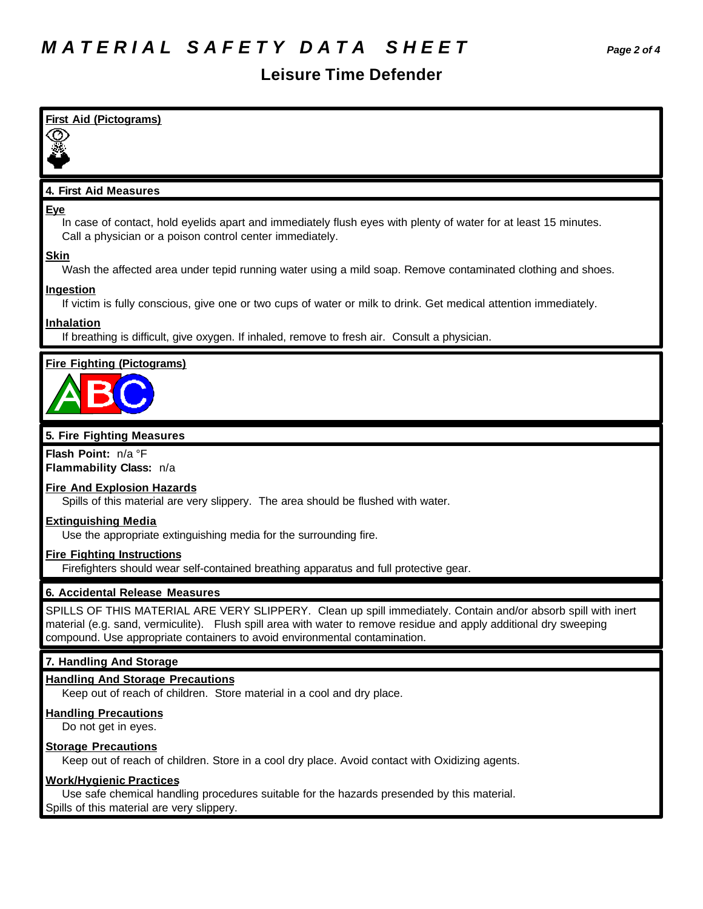# MATERIAL SAFETY DATA SHEET

## Leisure Time Defender

### First Aid (Pictograms)

### 4. First Aid Measures

**Eye**

In case of contact, hold eyelids apart and immediately flush eyes with plenty of water for at least 15 minutes. Call a physician or a poison control center immediately.

**Skin**

Wash the affected area under tepid running water using a mild soap. Remove contaminated clothing and shoes.

**Ingestion**

If victim is fully conscious, give one or two cups of water or milk to drink. Get medical attention immediately.

**Inhalation**

If breathing is difficult, give oxygen. If inhaled, remove to fresh air. Consult a physician.

### Fire Fighting (Pictograms)

### 5. Fire Fighting Measures

**Flash Point:** n/a °F
**Flammability Class:** n/a

**Fire And Explosion Hazards**

Spills of this material are very slippery. The area should be flushed with water.

**Extinguishing Media**

Use the appropriate extinguishing media for the surrounding fire.

**Fire Fighting Instructions**

Firefighters should wear self-contained breathing apparatus and full protective gear.

### 6. Accidental Release Measures

SPILLS OF THIS MATERIAL ARE VERY SLIPPERY. Clean up spill immediately. Contain and/or absorb spill with inert material (e.g. sand, vermiculite). Flush spill area with water to remove residue and apply additional dry sweeping compound. Use appropriate containers to avoid environmental contamination.

### 7. Handling And Storage

**Handling And Storage Precautions**

Keep out of reach of children. Store material in a cool and dry place.

**Handling Precautions**

Do not get in eyes.

**Storage Precautions**

Keep out of reach of children. Store in a cool dry place. Avoid contact with Oxidizing agents.

**Work/Hygienic Practices**

Use safe chemical handling procedures suitable for the hazards presended by this material.
Spills of this material are very slippery.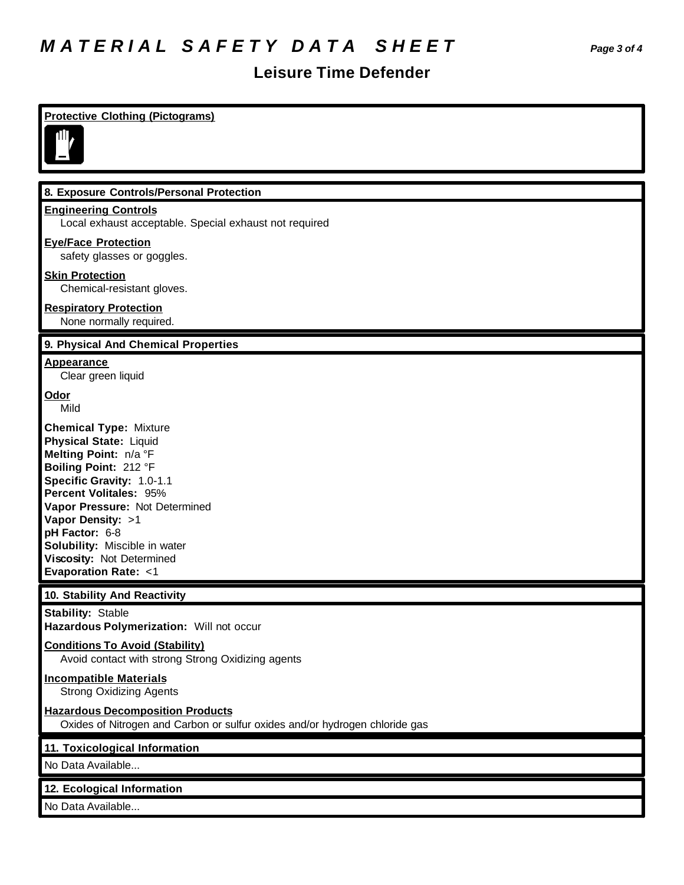**Protective Clothing (Pictograms)**

## 8. Exposure Controls/Personal Protection

**Engineering Controls**
Local exhaust acceptable. Special exhaust not required

**Eye/Face Protection**
safety glasses or goggles.

**Skin Protection**
Chemical-resistant gloves.

**Respiratory Protection**
None normally required.

## 9. Physical And Chemical Properties

**Appearance**
Clear green liquid

**Odor**
Mild

**Chemical Type:** Mixture
**Physical State:** Liquid
**Melting Point:** n/a °F
**Boiling Point:** 212 °F
**Specific Gravity:** 1.0-1.1
**Percent Volitales:** 95%
**Vapor Pressure:** Not Determined
**Vapor Density:** >1
**pH Factor:** 6-8
**Solubility:** Miscible in water
**Viscosity:** Not Determined
**Evaporation Rate:** <1

## 10. Stability And Reactivity

**Stability:** Stable
**Hazardous Polymerization:** Will not occur

**Conditions To Avoid (Stability)**
Avoid contact with strong Strong Oxidizing agents

**Incompatible Materials**
Strong Oxidizing Agents

**Hazardous Decomposition Products**
Oxides of Nitrogen and Carbon or sulfur oxides and/or hydrogen chloride gas

## 11. Toxicological Information

No Data Available...

## 12. Ecological Information

No Data Available...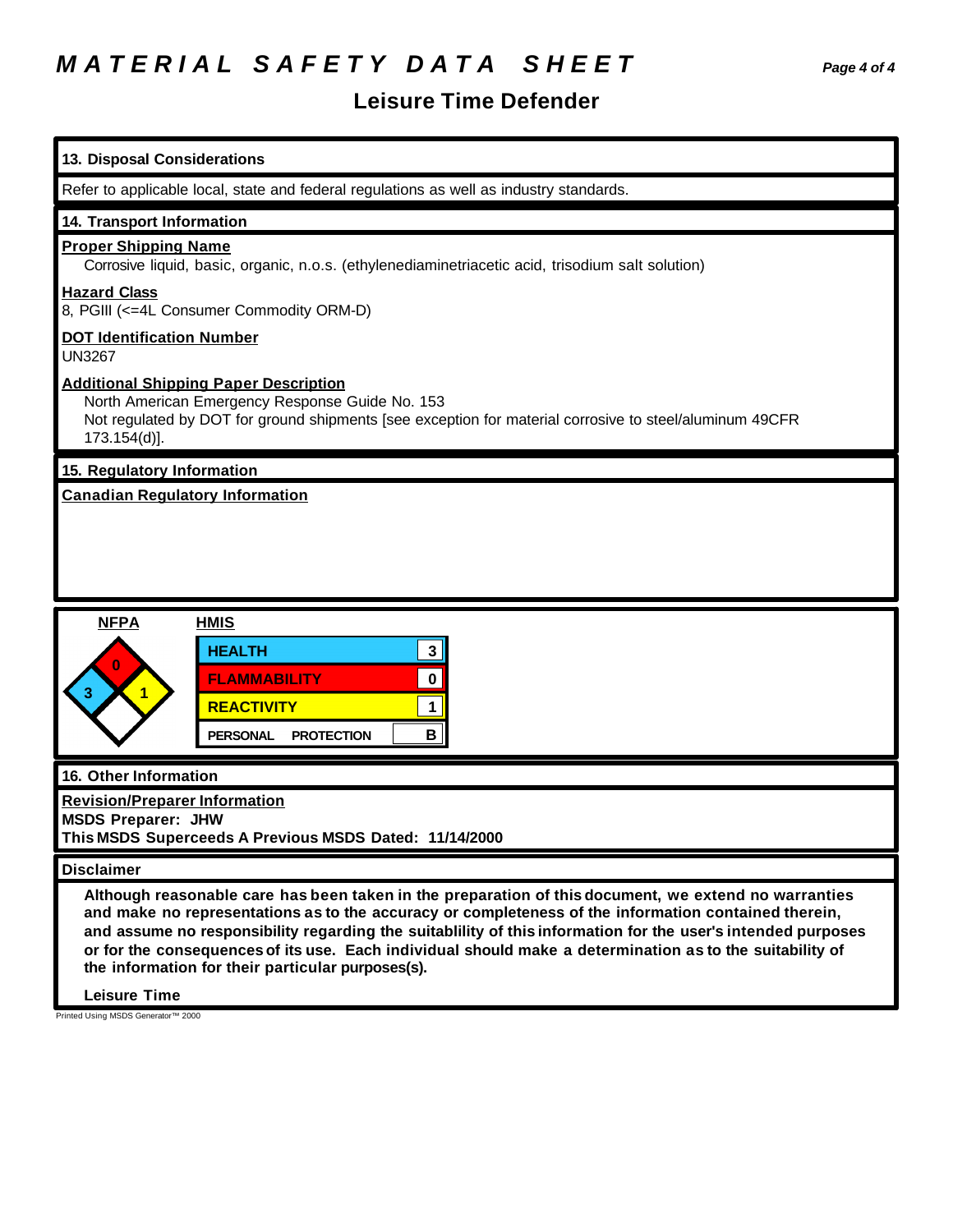# MATERIAL SAFETY DATA SHEET

## Leisure Time Defender

### 13. Disposal Considerations

Refer to applicable local, state and federal regulations as well as industry standards.

### 14. Transport Information

**Proper Shipping Name**

Corrosive liquid, basic, organic, n.o.s. (ethylenediaminetriacetic acid, trisodium salt solution)

**Hazard Class**

8, PGIII (<=4L Consumer Commodity ORM-D)

**DOT Identification Number**

UN3267

**Additional Shipping Paper Description**

North American Emergency Response Guide No. 153

Not regulated by DOT for ground shipments [see exception for material corrosive to steel/aluminum 49CFR 173.154(d)].

### 15. Regulatory Information

**Canadian Regulatory Information**

**NFPA**

0
3
1

**HMIS**

| | |
|---|---|
| HEALTH | 3 |
| FLAMMABILITY | 0 |
| REACTIVITY | 1 |
| PERSONAL PROTECTION | B |

### 16. Other Information

**Revision/Preparer Information**

**MSDS Preparer: JHW**

**This MSDS Superceeds A Previous MSDS Dated: 11/14/2000**

### Disclaimer

**Although reasonable care has been taken in the preparation of this document, we extend no warranties and make no representations as to the accuracy or completeness of the information contained therein, and assume no responsibility regarding the suitablility of this information for the user's intended purposes or for the consequences of its use. Each individual should make a determination as to the suitability of the information for their particular purposes(s).**

**Leisure Time**

Printed Using MSDS Generator™ 2000